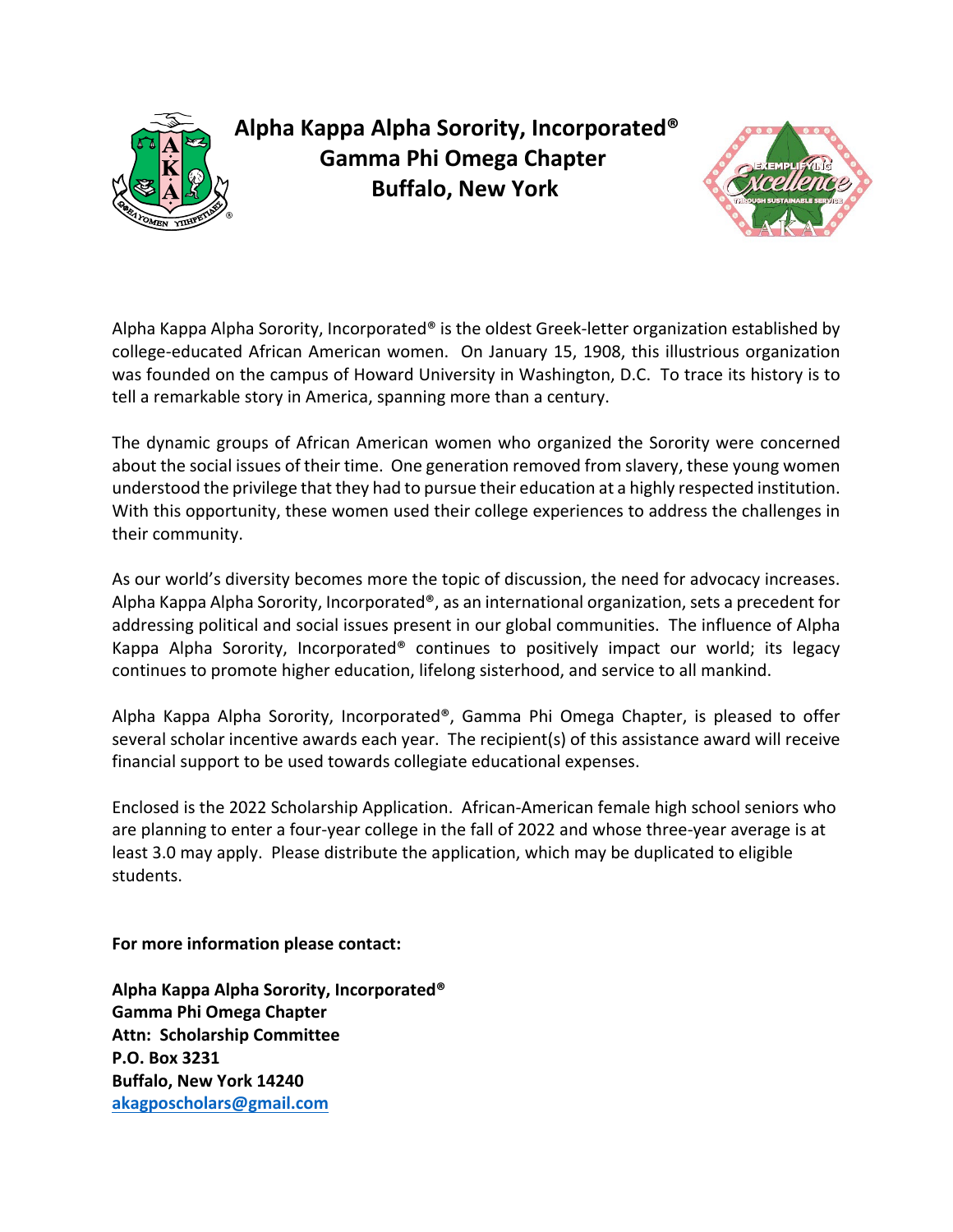# Alpha Kappa Alpha Sorority, Incorporated®
## Gamma Phi Omega Chapter
## Buffalo, New York

Alpha Kappa Alpha Sorority, Incorporated® is the oldest Greek-letter organization established by college-educated African American women. On January 15, 1908, this illustrious organization was founded on the campus of Howard University in Washington, D.C. To trace its history is to tell a remarkable story in America, spanning more than a century.

The dynamic groups of African American women who organized the Sorority were concerned about the social issues of their time. One generation removed from slavery, these young women understood the privilege that they had to pursue their education at a highly respected institution. With this opportunity, these women used their college experiences to address the challenges in their community.

As our world's diversity becomes more the topic of discussion, the need for advocacy increases. Alpha Kappa Alpha Sorority, Incorporated®, as an international organization, sets a precedent for addressing political and social issues present in our global communities. The influence of Alpha Kappa Alpha Sorority, Incorporated® continues to positively impact our world; its legacy continues to promote higher education, lifelong sisterhood, and service to all mankind.

Alpha Kappa Alpha Sorority, Incorporated®, Gamma Phi Omega Chapter, is pleased to offer several scholar incentive awards each year. The recipient(s) of this assistance award will receive financial support to be used towards collegiate educational expenses.

Enclosed is the 2022 Scholarship Application. African-American female high school seniors who are planning to enter a four-year college in the fall of 2022 and whose three-year average is at least 3.0 may apply. Please distribute the application, which may be duplicated to eligible students.

**For more information please contact:**

**Alpha Kappa Alpha Sorority, Incorporated®**
**Gamma Phi Omega Chapter**
**Attn: Scholarship Committee**
**P.O. Box 3231**
**Buffalo, New York 14240**
**akagposcholars@gmail.com**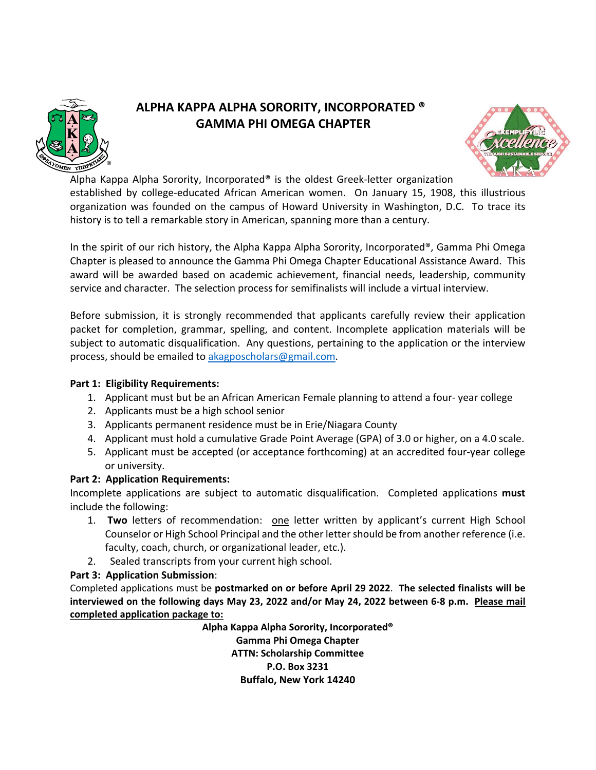# ALPHA KAPPA ALPHA SORORITY, INCORPORATED ®
# GAMMA PHI OMEGA CHAPTER

Alpha Kappa Alpha Sorority, Incorporated® is the oldest Greek-letter organization established by college-educated African American women. On January 15, 1908, this illustrious organization was founded on the campus of Howard University in Washington, D.C. To trace its history is to tell a remarkable story in American, spanning more than a century.

In the spirit of our rich history, the Alpha Kappa Alpha Sorority, Incorporated®, Gamma Phi Omega Chapter is pleased to announce the Gamma Phi Omega Chapter Educational Assistance Award. This award will be awarded based on academic achievement, financial needs, leadership, community service and character. The selection process for semifinalists will include a virtual interview.

Before submission, it is strongly recommended that applicants carefully review their application packet for completion, grammar, spelling, and content. Incomplete application materials will be subject to automatic disqualification. Any questions, pertaining to the application or the interview process, should be emailed to akagposcholars@gmail.com.

**Part 1: Eligibility Requirements:**

1. Applicant must but be an African American Female planning to attend a four- year college
2. Applicants must be a high school senior
3. Applicants permanent residence must be in Erie/Niagara County
4. Applicant must hold a cumulative Grade Point Average (GPA) of 3.0 or higher, on a 4.0 scale.
5. Applicant must be accepted (or acceptance forthcoming) at an accredited four-year college or university.

**Part 2: Application Requirements:**

Incomplete applications are subject to automatic disqualification. Completed applications **must** include the following:

1. **Two** letters of recommendation: one letter written by applicant's current High School Counselor or High School Principal and the other letter should be from another reference (i.e. faculty, coach, church, or organizational leader, etc.).
2. Sealed transcripts from your current high school.

**Part 3: Application Submission**:

Completed applications must be **postmarked on or before April 29 2022**. **The selected finalists will be interviewed on the following days May 23, 2022 and/or May 24, 2022 between 6-8 p.m. Please mail completed application package to:**

**Alpha Kappa Alpha Sorority, Incorporated®**
**Gamma Phi Omega Chapter**
**ATTN: Scholarship Committee**
**P.O. Box 3231**
**Buffalo, New York 14240**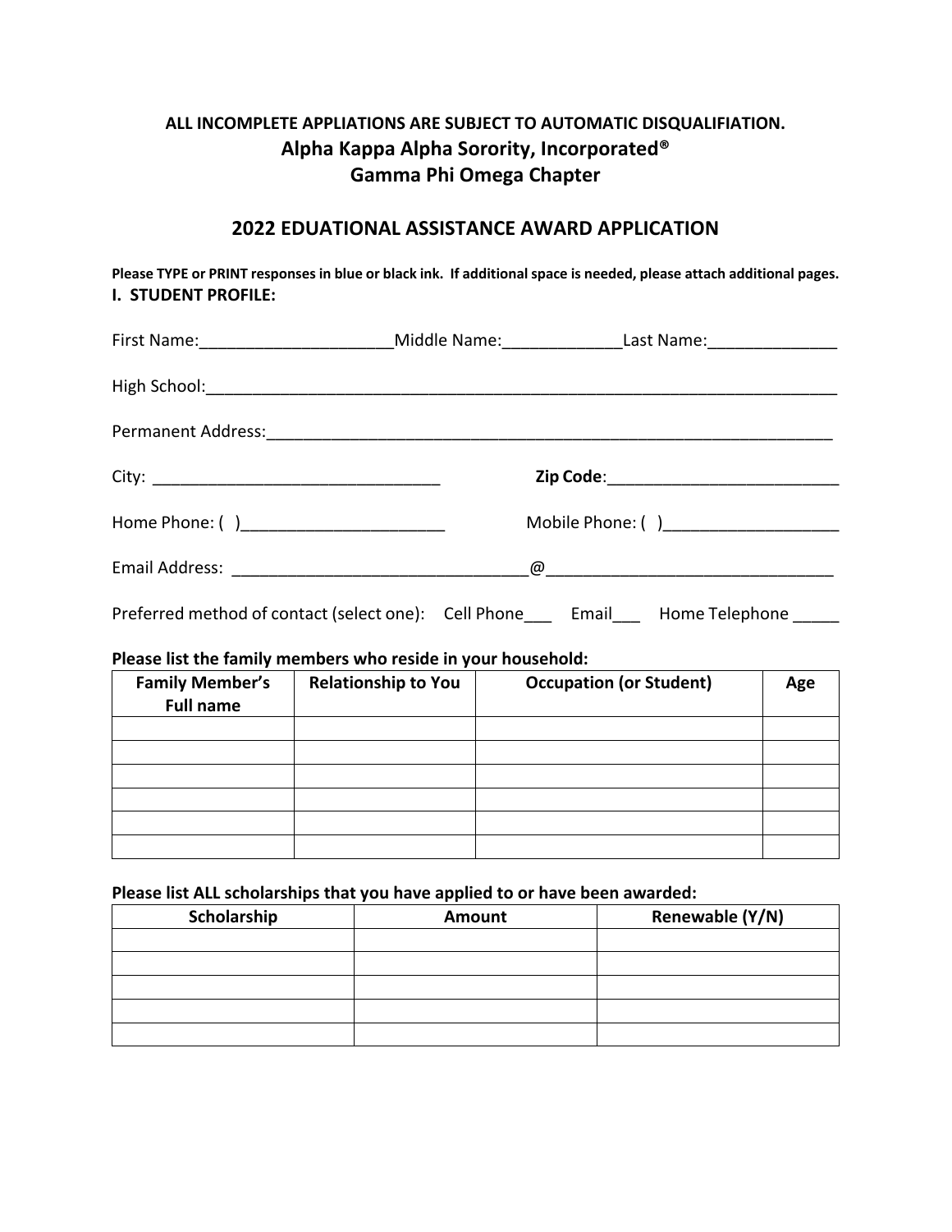**ALL INCOMPLETE APPLIATIONS ARE SUBJECT TO AUTOMATIC DISQUALIFIATION.**

## Alpha Kappa Alpha Sorority, Incorporated®
## Gamma Phi Omega Chapter

## 2022 EDUATIONAL ASSISTANCE AWARD APPLICATION

**Please TYPE or PRINT responses in blue or black ink. If additional space is needed, please attach additional pages.**

**I. STUDENT PROFILE:**

First Name:_____________________Middle Name:_____________Last Name:______________

High School:_______________________________________________________________________

Permanent Address:_________________________________________________________________

City: _______________________________ **Zip Code**:_________________________

Home Phone: ( )______________________ Mobile Phone: ( )___________________

Email Address: _______________________________@______________________________

Preferred method of contact (select one): Cell Phone___ Email___ Home Telephone _____

**Please list the family members who reside in your household:**

| Family Member's Full name | Relationship to You | Occupation (or Student) | Age |
|---|---|---|---|
| | | | |
| | | | |
| | | | |
| | | | |
| | | | |
| | | | |

**Please list ALL scholarships that you have applied to or have been awarded:**

| Scholarship | Amount | Renewable (Y/N) |
|---|---|---|
| | | |
| | | |
| | | |
| | | |
| | | |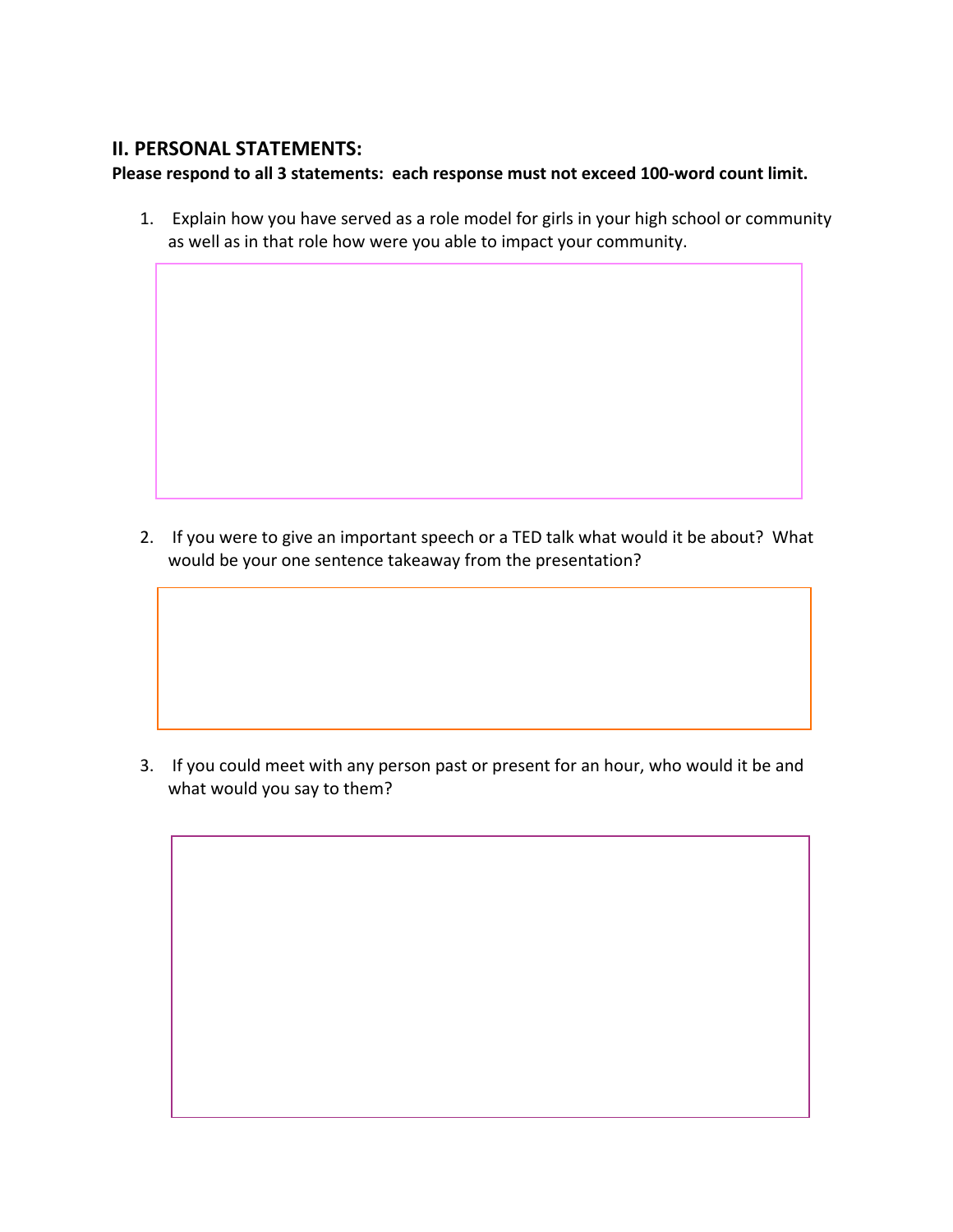## II. PERSONAL STATEMENTS:

**Please respond to all 3 statements: each response must not exceed 100-word count limit.**

1. Explain how you have served as a role model for girls in your high school or community as well as in that role how were you able to impact your community.

2. If you were to give an important speech or a TED talk what would it be about? What would be your one sentence takeaway from the presentation?

3. If you could meet with any person past or present for an hour, who would it be and what would you say to them?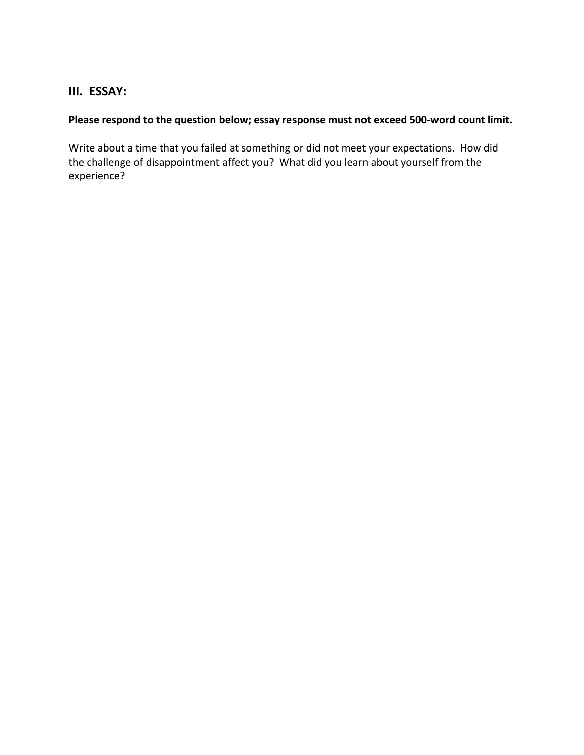## III. ESSAY:

**Please respond to the question below; essay response must not exceed 500-word count limit.**

Write about a time that you failed at something or did not meet your expectations. How did the challenge of disappointment affect you? What did you learn about yourself from the experience?